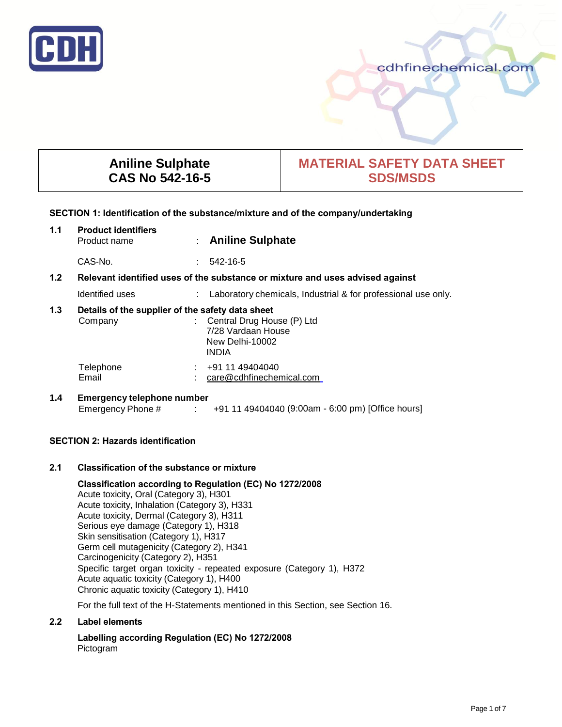| Aniline Sulphate<br>CAS No 542-16-5 | MATERIAL SAFETY DATA SHEET<br>SDS/MSDS |
|---|---|

## SECTION 1: Identification of the substance/mixture and of the company/undertaking

**1.1 Product identifiers**

Product name : **Aniline Sulphate**

CAS-No. : 542-16-5

**1.2 Relevant identified uses of the substance or mixture and uses advised against**

Identified uses : Laboratory chemicals, Industrial & for professional use only.

**1.3 Details of the supplier of the safety data sheet**

Company : Central Drug House (P) Ltd
7/28 Vardaan House
New Delhi-10002
INDIA

Telephone : +91 11 49404040
Email : care@cdhfinechemical.com

**1.4 Emergency telephone number**

Emergency Phone # : +91 11 49404040 (9:00am - 6:00 pm) [Office hours]

## SECTION 2: Hazards identification

**2.1 Classification of the substance or mixture**

**Classification according to Regulation (EC) No 1272/2008**
Acute toxicity, Oral (Category 3), H301
Acute toxicity, Inhalation (Category 3), H331
Acute toxicity, Dermal (Category 3), H311
Serious eye damage (Category 1), H318
Skin sensitisation (Category 1), H317
Germ cell mutagenicity (Category 2), H341
Carcinogenicity (Category 2), H351
Specific target organ toxicity - repeated exposure (Category 1), H372
Acute aquatic toxicity (Category 1), H400
Chronic aquatic toxicity (Category 1), H410

For the full text of the H-Statements mentioned in this Section, see Section 16.

**2.2 Label elements**

**Labelling according Regulation (EC) No 1272/2008**
Pictogram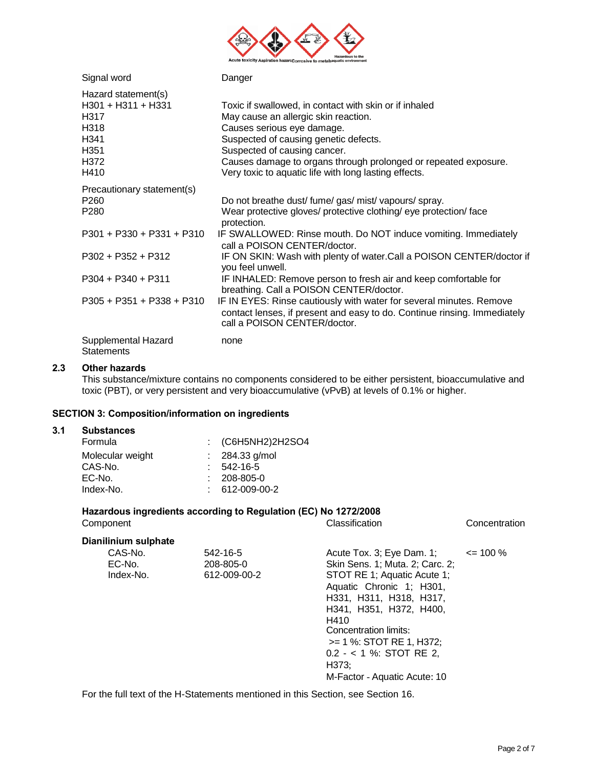Acute toxicity Aspiration hazard Corrosive to metals Hazardous to the aquatic environment

| | |
|---|---|
| Signal word | Danger |

Hazard statement(s)

| | |
|---|---|
| H301 + H311 + H331 | Toxic if swallowed, in contact with skin or if inhaled |
| H317 | May cause an allergic skin reaction. |
| H318 | Causes serious eye damage. |
| H341 | Suspected of causing genetic defects. |
| H351 | Suspected of causing cancer. |
| H372 | Causes damage to organs through prolonged or repeated exposure. |
| H410 | Very toxic to aquatic life with long lasting effects. |

Precautionary statement(s)

| | |
|---|---|
| P260 | Do not breathe dust/ fume/ gas/ mist/ vapours/ spray. |
| P280 | Wear protective gloves/ protective clothing/ eye protection/ face protection. |
| P301 + P330 + P331 + P310 | IF SWALLOWED: Rinse mouth. Do NOT induce vomiting. Immediately call a POISON CENTER/doctor. |
| P302 + P352 + P312 | IF ON SKIN: Wash with plenty of water.Call a POISON CENTER/doctor if you feel unwell. |
| P304 + P340 + P311 | IF INHALED: Remove person to fresh air and keep comfortable for breathing. Call a POISON CENTER/doctor. |
| P305 + P351 + P338 + P310 | IF IN EYES: Rinse cautiously with water for several minutes. Remove contact lenses, if present and easy to do. Continue rinsing. Immediately call a POISON CENTER/doctor. |

| | |
|---|---|
| Supplemental Hazard Statements | none |

## 2.3 Other hazards

This substance/mixture contains no components considered to be either persistent, bioaccumulative and toxic (PBT), or very persistent and very bioaccumulative (vPvB) at levels of 0.1% or higher.

## SECTION 3: Composition/information on ingredients

### 3.1 Substances

| | |
|---|---|
| Formula | : (C6H5NH2)2H2SO4 |
| Molecular weight | : 284.33 g/mol |
| CAS-No. | : 542-16-5 |
| EC-No. | : 208-805-0 |
| Index-No. | : 612-009-00-2 |

**Hazardous ingredients according to Regulation (EC) No 1272/2008**

| Component | | Classification | Concentration |
|---|---|---|---|
| **Dianilinium sulphate** | | | |
| CAS-No. | 542-16-5 | Acute Tox. 3; Eye Dam. 1; Skin Sens. 1; Muta. 2; Carc. 2; STOT RE 1; Aquatic Acute 1; Aquatic Chronic 1; H301, H331, H311, H318, H317, H341, H351, H372, H400, H410<br>Concentration limits:<br>>= 1 %: STOT RE 1, H372;<br>0.2 - < 1 %: STOT RE 2, H373;<br>M-Factor - Aquatic Acute: 10 | <= 100 % |
| EC-No. | 208-805-0 | | |
| Index-No. | 612-009-00-2 | | |

For the full text of the H-Statements mentioned in this Section, see Section 16.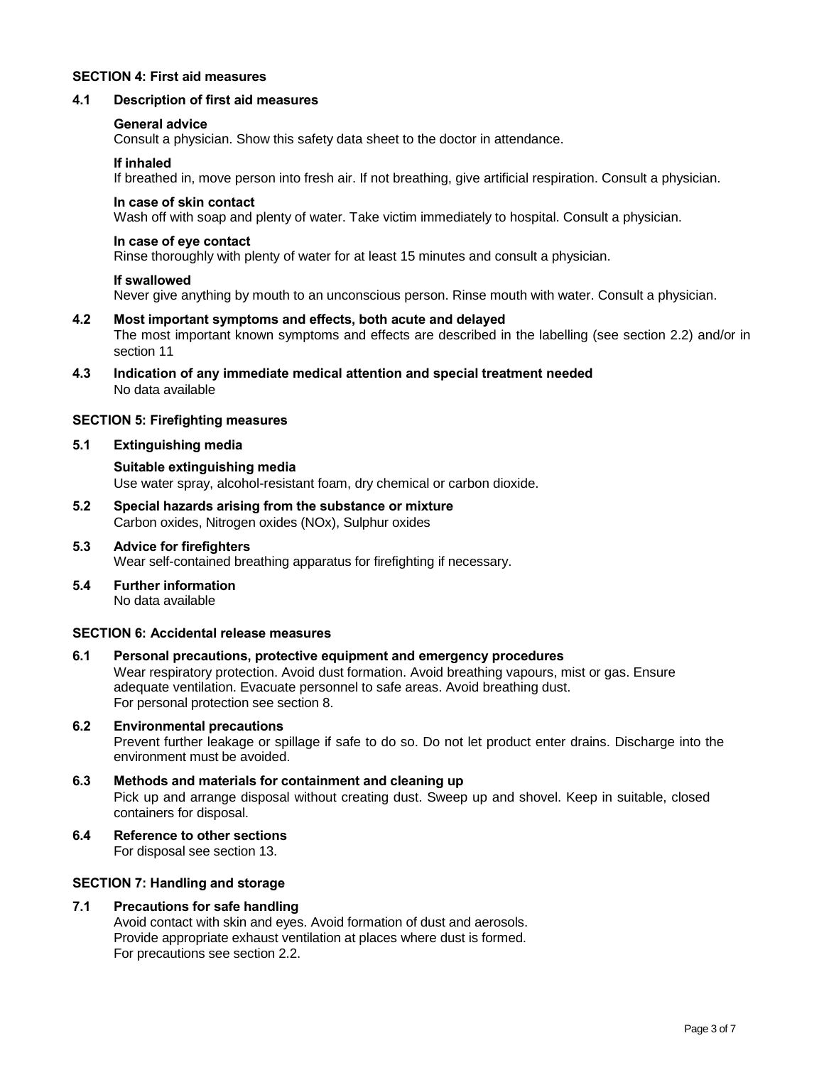## SECTION 4: First aid measures

### 4.1 Description of first aid measures

**General advice**
Consult a physician. Show this safety data sheet to the doctor in attendance.

**If inhaled**
If breathed in, move person into fresh air. If not breathing, give artificial respiration. Consult a physician.

**In case of skin contact**
Wash off with soap and plenty of water. Take victim immediately to hospital. Consult a physician.

**In case of eye contact**
Rinse thoroughly with plenty of water for at least 15 minutes and consult a physician.

**If swallowed**
Never give anything by mouth to an unconscious person. Rinse mouth with water. Consult a physician.

### 4.2 Most important symptoms and effects, both acute and delayed

The most important known symptoms and effects are described in the labelling (see section 2.2) and/or in section 11

### 4.3 Indication of any immediate medical attention and special treatment needed

No data available

## SECTION 5: Firefighting measures

### 5.1 Extinguishing media

**Suitable extinguishing media**
Use water spray, alcohol-resistant foam, dry chemical or carbon dioxide.

### 5.2 Special hazards arising from the substance or mixture

Carbon oxides, Nitrogen oxides (NOx), Sulphur oxides

### 5.3 Advice for firefighters

Wear self-contained breathing apparatus for firefighting if necessary.

### 5.4 Further information

No data available

## SECTION 6: Accidental release measures

### 6.1 Personal precautions, protective equipment and emergency procedures

Wear respiratory protection. Avoid dust formation. Avoid breathing vapours, mist or gas. Ensure adequate ventilation. Evacuate personnel to safe areas. Avoid breathing dust.
For personal protection see section 8.

### 6.2 Environmental precautions

Prevent further leakage or spillage if safe to do so. Do not let product enter drains. Discharge into the environment must be avoided.

### 6.3 Methods and materials for containment and cleaning up

Pick up and arrange disposal without creating dust. Sweep up and shovel. Keep in suitable, closed containers for disposal.

### 6.4 Reference to other sections

For disposal see section 13.

## SECTION 7: Handling and storage

### 7.1 Precautions for safe handling

Avoid contact with skin and eyes. Avoid formation of dust and aerosols.
Provide appropriate exhaust ventilation at places where dust is formed.
For precautions see section 2.2.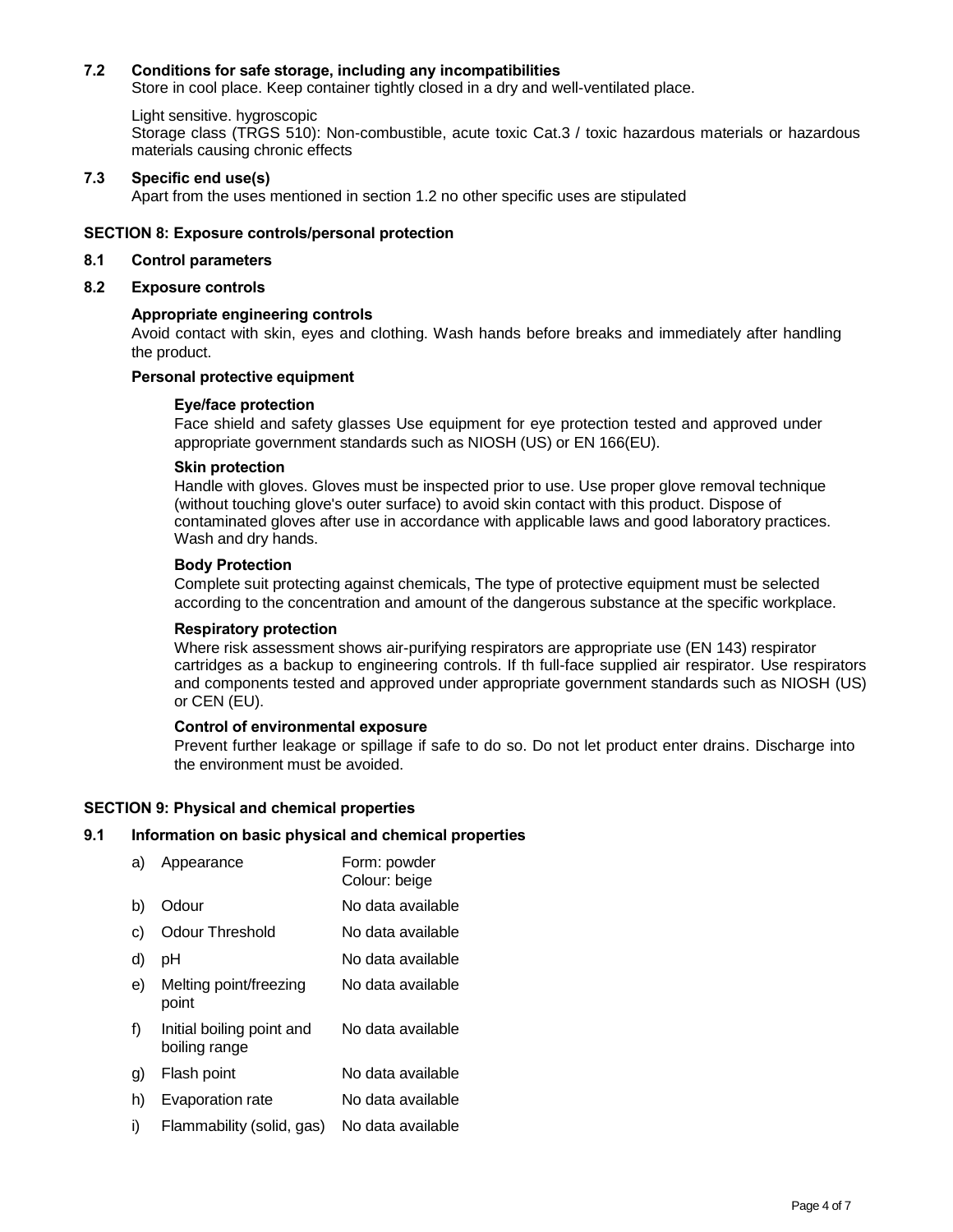### 7.2 Conditions for safe storage, including any incompatibilities

Store in cool place. Keep container tightly closed in a dry and well-ventilated place.

Light sensitive. hygroscopic

Storage class (TRGS 510): Non-combustible, acute toxic Cat.3 / toxic hazardous materials or hazardous materials causing chronic effects

### 7.3 Specific end use(s)

Apart from the uses mentioned in section 1.2 no other specific uses are stipulated

## SECTION 8: Exposure controls/personal protection

### 8.1 Control parameters

### 8.2 Exposure controls

**Appropriate engineering controls**

Avoid contact with skin, eyes and clothing. Wash hands before breaks and immediately after handling the product.

**Personal protective equipment**

**Eye/face protection**

Face shield and safety glasses Use equipment for eye protection tested and approved under appropriate government standards such as NIOSH (US) or EN 166(EU).

**Skin protection**

Handle with gloves. Gloves must be inspected prior to use. Use proper glove removal technique (without touching glove's outer surface) to avoid skin contact with this product. Dispose of contaminated gloves after use in accordance with applicable laws and good laboratory practices. Wash and dry hands.

**Body Protection**

Complete suit protecting against chemicals, The type of protective equipment must be selected according to the concentration and amount of the dangerous substance at the specific workplace.

**Respiratory protection**

Where risk assessment shows air-purifying respirators are appropriate use (EN 143) respirator cartridges as a backup to engineering controls. If th full-face supplied air respirator. Use respirators and components tested and approved under appropriate government standards such as NIOSH (US) or CEN (EU).

**Control of environmental exposure**

Prevent further leakage or spillage if safe to do so. Do not let product enter drains. Discharge into the environment must be avoided.

## SECTION 9: Physical and chemical properties

### 9.1 Information on basic physical and chemical properties

| | | |
|---|---|---|
| a) | Appearance | Form: powder<br>Colour: beige |
| b) | Odour | No data available |
| c) | Odour Threshold | No data available |
| d) | pH | No data available |
| e) | Melting point/freezing point | No data available |
| f) | Initial boiling point and boiling range | No data available |
| g) | Flash point | No data available |
| h) | Evaporation rate | No data available |
| i) | Flammability (solid, gas) | No data available |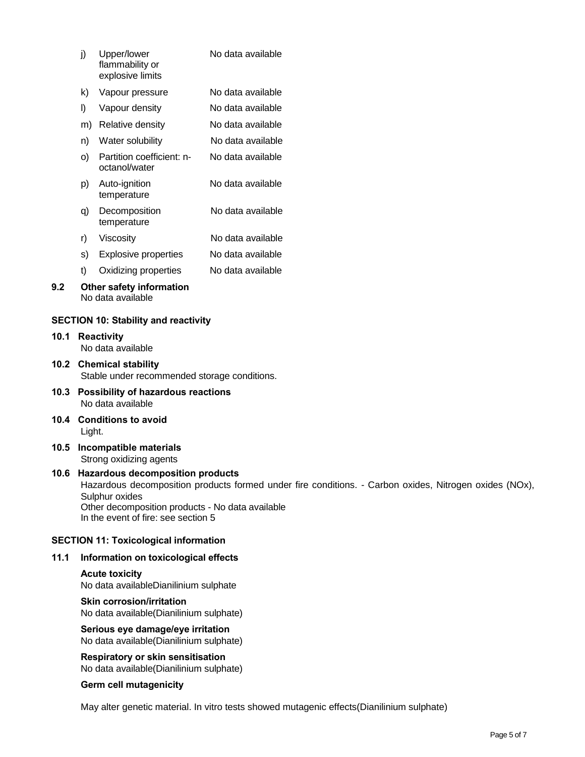| | | |
|---|---|---|
| j) | Upper/lower flammability or explosive limits | No data available |
| k) | Vapour pressure | No data available |
| l) | Vapour density | No data available |
| m) | Relative density | No data available |
| n) | Water solubility | No data available |
| o) | Partition coefficient: n-octanol/water | No data available |
| p) | Auto-ignition temperature | No data available |
| q) | Decomposition temperature | No data available |
| r) | Viscosity | No data available |
| s) | Explosive properties | No data available |
| t) | Oxidizing properties | No data available |

**9.2 Other safety information**
No data available

## SECTION 10: Stability and reactivity

**10.1 Reactivity**
No data available

**10.2 Chemical stability**
Stable under recommended storage conditions.

**10.3 Possibility of hazardous reactions**
No data available

**10.4 Conditions to avoid**
Light.

**10.5 Incompatible materials**
Strong oxidizing agents

**10.6 Hazardous decomposition products**
Hazardous decomposition products formed under fire conditions. - Carbon oxides, Nitrogen oxides (NOx), Sulphur oxides
Other decomposition products - No data available
In the event of fire: see section 5

## SECTION 11: Toxicological information

**11.1 Information on toxicological effects**

**Acute toxicity**
No data availableDianilinium sulphate

**Skin corrosion/irritation**
No data available(Dianilinium sulphate)

**Serious eye damage/eye irritation**
No data available(Dianilinium sulphate)

**Respiratory or skin sensitisation**
No data available(Dianilinium sulphate)

**Germ cell mutagenicity**

May alter genetic material. In vitro tests showed mutagenic effects(Dianilinium sulphate)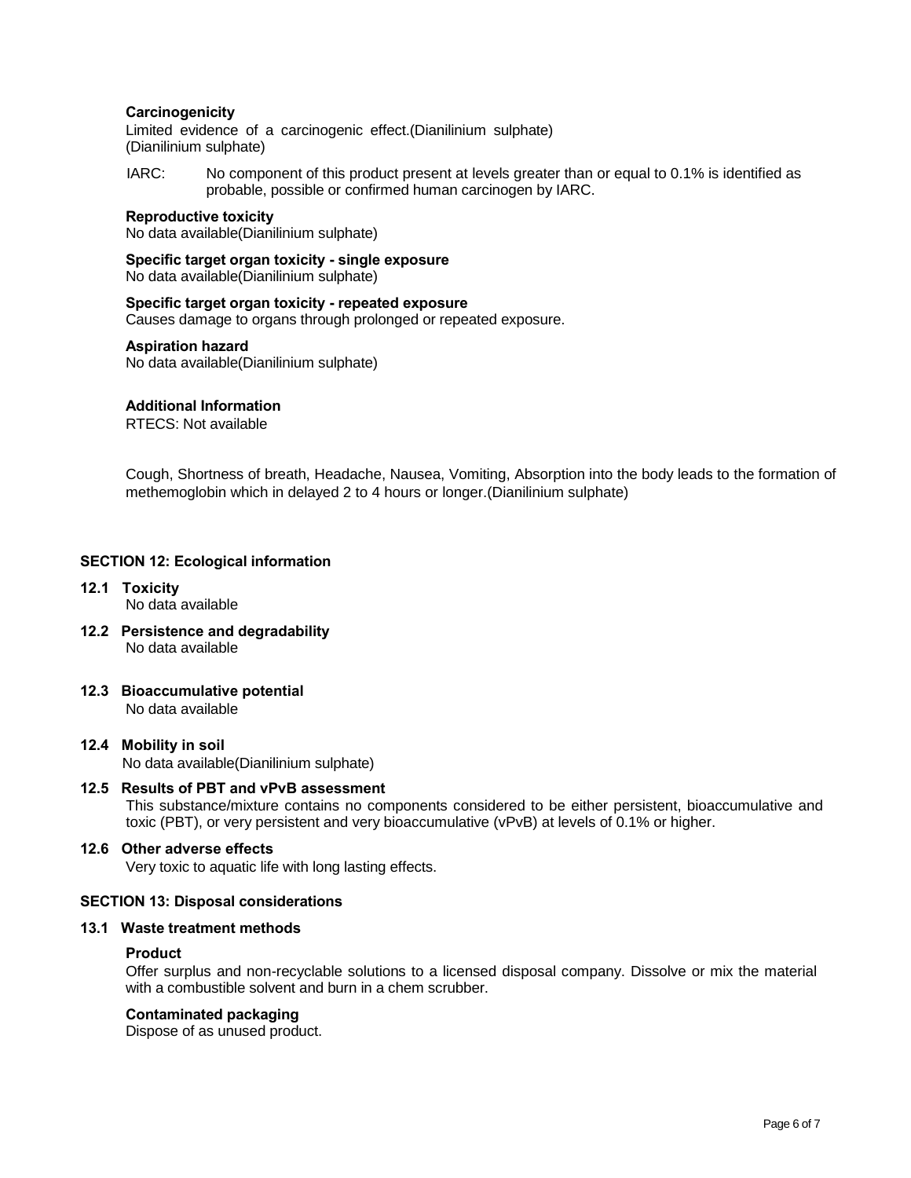**Carcinogenicity**

Limited evidence of a carcinogenic effect.(Dianilinium sulphate)
(Dianilinium sulphate)

IARC: No component of this product present at levels greater than or equal to 0.1% is identified as probable, possible or confirmed human carcinogen by IARC.

**Reproductive toxicity**

No data available(Dianilinium sulphate)

**Specific target organ toxicity - single exposure**

No data available(Dianilinium sulphate)

**Specific target organ toxicity - repeated exposure**

Causes damage to organs through prolonged or repeated exposure.

**Aspiration hazard**

No data available(Dianilinium sulphate)

**Additional Information**

RTECS: Not available

Cough, Shortness of breath, Headache, Nausea, Vomiting, Absorption into the body leads to the formation of methemoglobin which in delayed 2 to 4 hours or longer.(Dianilinium sulphate)

## SECTION 12: Ecological information

### 12.1 Toxicity

No data available

### 12.2 Persistence and degradability

No data available

### 12.3 Bioaccumulative potential

No data available

### 12.4 Mobility in soil

No data available(Dianilinium sulphate)

### 12.5 Results of PBT and vPvB assessment

This substance/mixture contains no components considered to be either persistent, bioaccumulative and toxic (PBT), or very persistent and very bioaccumulative (vPvB) at levels of 0.1% or higher.

### 12.6 Other adverse effects

Very toxic to aquatic life with long lasting effects.

## SECTION 13: Disposal considerations

### 13.1 Waste treatment methods

**Product**

Offer surplus and non-recyclable solutions to a licensed disposal company. Dissolve or mix the material with a combustible solvent and burn in a chem scrubber.

**Contaminated packaging**

Dispose of as unused product.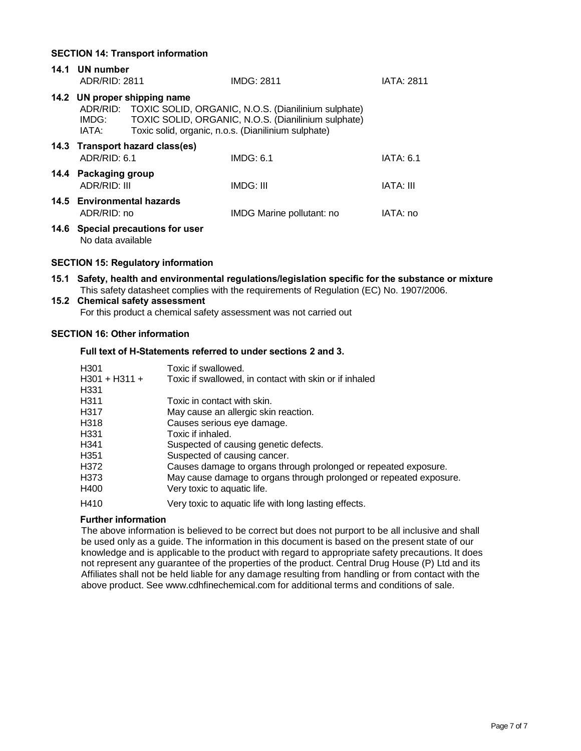## SECTION 14: Transport information

### 14.1 UN number

| | | |
|---|---|---|
| ADR/RID: 2811 | IMDG: 2811 | IATA: 2811 |

### 14.2 UN proper shipping name

| | |
|---|---|
| ADR/RID: | TOXIC SOLID, ORGANIC, N.O.S. (Dianilinium sulphate) |
| IMDG: | TOXIC SOLID, ORGANIC, N.O.S. (Dianilinium sulphate) |
| IATA: | Toxic solid, organic, n.o.s. (Dianilinium sulphate) |

### 14.3 Transport hazard class(es)

| | | |
|---|---|---|
| ADR/RID: 6.1 | IMDG: 6.1 | IATA: 6.1 |

### 14.4 Packaging group

| | | |
|---|---|---|
| ADR/RID: III | IMDG: III | IATA: III |

### 14.5 Environmental hazards

| | | |
|---|---|---|
| ADR/RID: no | IMDG Marine pollutant: no | IATA: no |

### 14.6 Special precautions for user

No data available

## SECTION 15: Regulatory information

### 15.1 Safety, health and environmental regulations/legislation specific for the substance or mixture

This safety datasheet complies with the requirements of Regulation (EC) No. 1907/2006.

### 15.2 Chemical safety assessment

For this product a chemical safety assessment was not carried out

## SECTION 16: Other information

### Full text of H-Statements referred to under sections 2 and 3.

| | |
|---|---|
| H301 | Toxic if swallowed. |
| H301 + H311 + H331 | Toxic if swallowed, in contact with skin or if inhaled |
| H311 | Toxic in contact with skin. |
| H317 | May cause an allergic skin reaction. |
| H318 | Causes serious eye damage. |
| H331 | Toxic if inhaled. |
| H341 | Suspected of causing genetic defects. |
| H351 | Suspected of causing cancer. |
| H372 | Causes damage to organs through prolonged or repeated exposure. |
| H373 | May cause damage to organs through prolonged or repeated exposure. |
| H400 | Very toxic to aquatic life. |
| H410 | Very toxic to aquatic life with long lasting effects. |

### Further information

The above information is believed to be correct but does not purport to be all inclusive and shall be used only as a guide. The information in this document is based on the present state of our knowledge and is applicable to the product with regard to appropriate safety precautions. It does not represent any guarantee of the properties of the product. Central Drug House (P) Ltd and its Affiliates shall not be held liable for any damage resulting from handling or from contact with the above product. See www.cdhfinechemical.com for additional terms and conditions of sale.